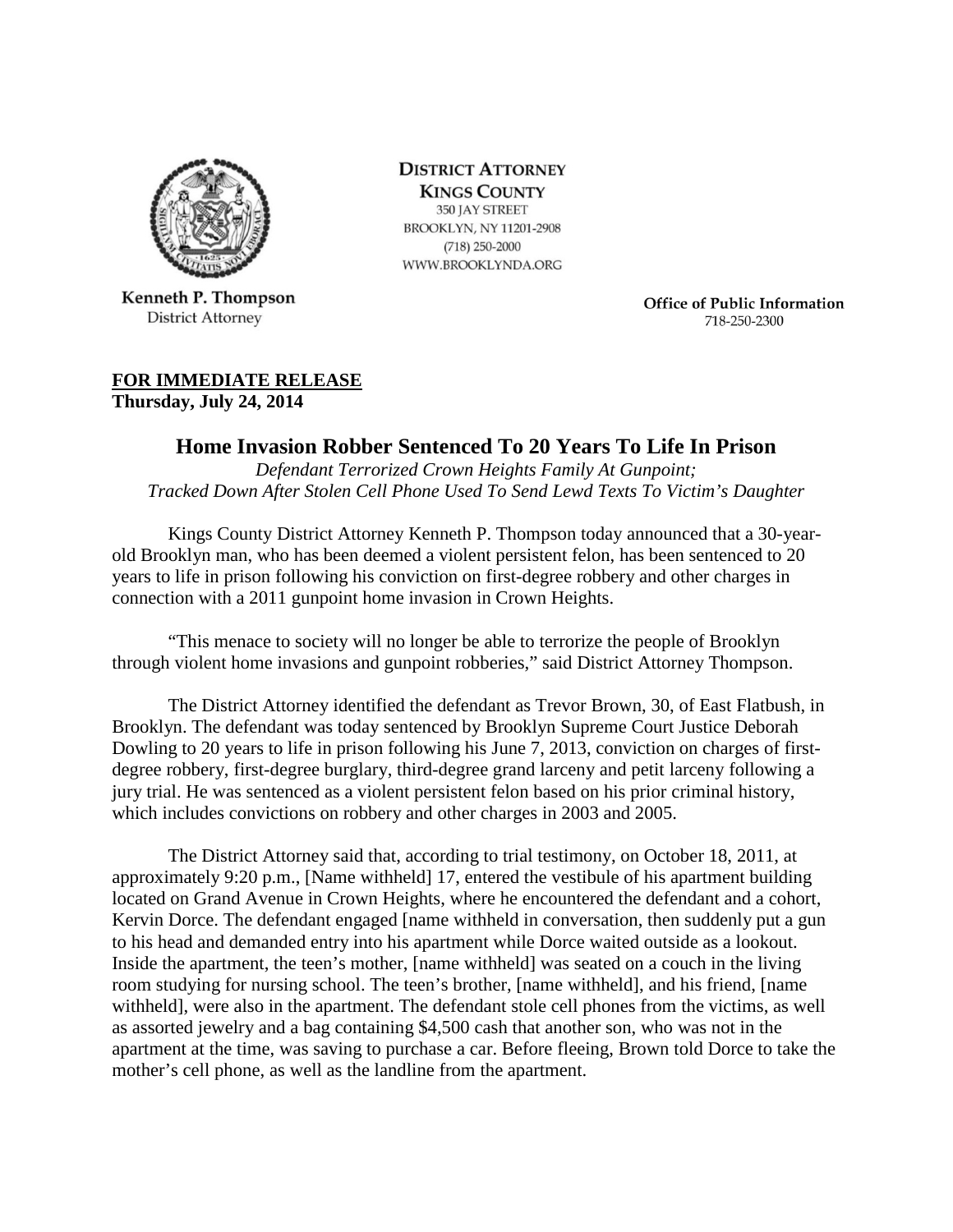**DISTRICT ATTORNEY**
**KINGS COUNTY**
350 JAY STREET
BROOKLYN, NY 11201-2908
(718) 250-2000
WWW.BROOKLYNDA.ORG

**Kenneth P. Thompson**
District Attorney

**Office of Public Information**
718-250-2300

**FOR IMMEDIATE RELEASE**
**Thursday, July 24, 2014**

# Home Invasion Robber Sentenced To 20 Years To Life In Prison

*Defendant Terrorized Crown Heights Family At Gunpoint;*
*Tracked Down After Stolen Cell Phone Used To Send Lewd Texts To Victim's Daughter*

Kings County District Attorney Kenneth P. Thompson today announced that a 30-year-old Brooklyn man, who has been deemed a violent persistent felon, has been sentenced to 20 years to life in prison following his conviction on first-degree robbery and other charges in connection with a 2011 gunpoint home invasion in Crown Heights.

"This menace to society will no longer be able to terrorize the people of Brooklyn through violent home invasions and gunpoint robberies," said District Attorney Thompson.

The District Attorney identified the defendant as Trevor Brown, 30, of East Flatbush, in Brooklyn. The defendant was today sentenced by Brooklyn Supreme Court Justice Deborah Dowling to 20 years to life in prison following his June 7, 2013, conviction on charges of first-degree robbery, first-degree burglary, third-degree grand larceny and petit larceny following a jury trial. He was sentenced as a violent persistent felon based on his prior criminal history, which includes convictions on robbery and other charges in 2003 and 2005.

The District Attorney said that, according to trial testimony, on October 18, 2011, at approximately 9:20 p.m., [Name withheld] 17, entered the vestibule of his apartment building located on Grand Avenue in Crown Heights, where he encountered the defendant and a cohort, Kervin Dorce. The defendant engaged [name withheld in conversation, then suddenly put a gun to his head and demanded entry into his apartment while Dorce waited outside as a lookout. Inside the apartment, the teen's mother, [name withheld] was seated on a couch in the living room studying for nursing school. The teen's brother, [name withheld], and his friend, [name withheld], were also in the apartment. The defendant stole cell phones from the victims, as well as assorted jewelry and a bag containing $4,500 cash that another son, who was not in the apartment at the time, was saving to purchase a car. Before fleeing, Brown told Dorce to take the mother's cell phone, as well as the landline from the apartment.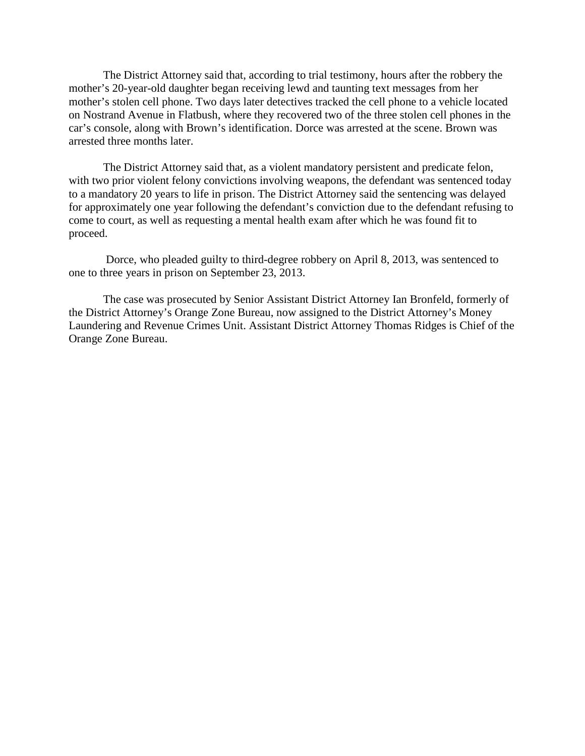The District Attorney said that, according to trial testimony, hours after the robbery the mother's 20-year-old daughter began receiving lewd and taunting text messages from her mother's stolen cell phone. Two days later detectives tracked the cell phone to a vehicle located on Nostrand Avenue in Flatbush, where they recovered two of the three stolen cell phones in the car's console, along with Brown's identification. Dorce was arrested at the scene. Brown was arrested three months later.

The District Attorney said that, as a violent mandatory persistent and predicate felon, with two prior violent felony convictions involving weapons, the defendant was sentenced today to a mandatory 20 years to life in prison. The District Attorney said the sentencing was delayed for approximately one year following the defendant's conviction due to the defendant refusing to come to court, as well as requesting a mental health exam after which he was found fit to proceed.

Dorce, who pleaded guilty to third-degree robbery on April 8, 2013, was sentenced to one to three years in prison on September 23, 2013.

The case was prosecuted by Senior Assistant District Attorney Ian Bronfeld, formerly of the District Attorney's Orange Zone Bureau, now assigned to the District Attorney's Money Laundering and Revenue Crimes Unit. Assistant District Attorney Thomas Ridges is Chief of the Orange Zone Bureau.